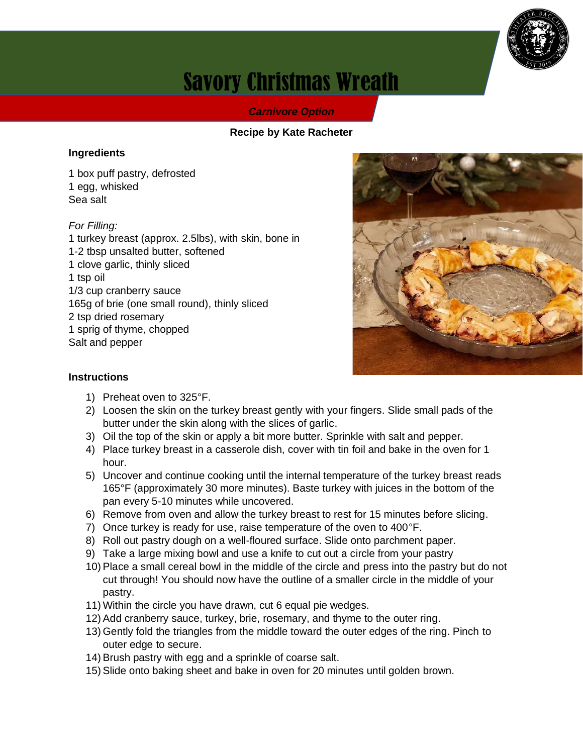# Savory Christmas Wreath

***Carnivore Option***

**Recipe by Kate Racheter**

### Ingredients

1 box puff pastry, defrosted
1 egg, whisked
Sea salt

*For Filling:*
1 turkey breast (approx. 2.5lbs), with skin, bone in
1-2 tbsp unsalted butter, softened
1 clove garlic, thinly sliced
1 tsp oil
1/3 cup cranberry sauce
165g of brie (one small round), thinly sliced
2 tsp dried rosemary
1 sprig of thyme, chopped
Salt and pepper

### Instructions

1) Preheat oven to 325°F.
2) Loosen the skin on the turkey breast gently with your fingers. Slide small pads of the butter under the skin along with the slices of garlic.
3) Oil the top of the skin or apply a bit more butter. Sprinkle with salt and pepper.
4) Place turkey breast in a casserole dish, cover with tin foil and bake in the oven for 1 hour.
5) Uncover and continue cooking until the internal temperature of the turkey breast reads 165°F (approximately 30 more minutes). Baste turkey with juices in the bottom of the pan every 5-10 minutes while uncovered.
6) Remove from oven and allow the turkey breast to rest for 15 minutes before slicing.
7) Once turkey is ready for use, raise temperature of the oven to 400°F.
8) Roll out pastry dough on a well-floured surface. Slide onto parchment paper.
9) Take a large mixing bowl and use a knife to cut out a circle from your pastry
10) Place a small cereal bowl in the middle of the circle and press into the pastry but do not cut through! You should now have the outline of a smaller circle in the middle of your pastry.
11) Within the circle you have drawn, cut 6 equal pie wedges.
12) Add cranberry sauce, turkey, brie, rosemary, and thyme to the outer ring.
13) Gently fold the triangles from the middle toward the outer edges of the ring. Pinch to outer edge to secure.
14) Brush pastry with egg and a sprinkle of coarse salt.
15) Slide onto baking sheet and bake in oven for 20 minutes until golden brown.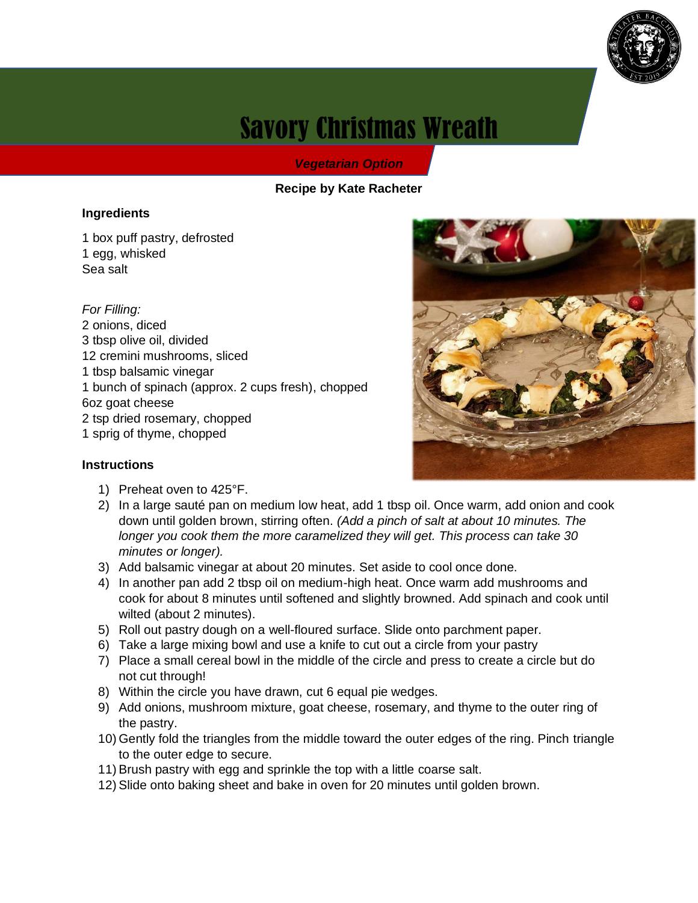# Savory Christmas Wreath

***Vegetarian Option***

**Recipe by Kate Racheter**

## Ingredients

1 box puff pastry, defrosted
1 egg, whisked
Sea salt

*For Filling:*
2 onions, diced
3 tbsp olive oil, divided
12 cremini mushrooms, sliced
1 tbsp balsamic vinegar
1 bunch of spinach (approx. 2 cups fresh), chopped
6oz goat cheese
2 tsp dried rosemary, chopped
1 sprig of thyme, chopped

## Instructions

1) Preheat oven to 425°F.
2) In a large sauté pan on medium low heat, add 1 tbsp oil. Once warm, add onion and cook down until golden brown, stirring often. *(Add a pinch of salt at about 10 minutes. The longer you cook them the more caramelized they will get. This process can take 30 minutes or longer).*
3) Add balsamic vinegar at about 20 minutes. Set aside to cool once done.
4) In another pan add 2 tbsp oil on medium-high heat. Once warm add mushrooms and cook for about 8 minutes until softened and slightly browned. Add spinach and cook until wilted (about 2 minutes).
5) Roll out pastry dough on a well-floured surface. Slide onto parchment paper.
6) Take a large mixing bowl and use a knife to cut out a circle from your pastry
7) Place a small cereal bowl in the middle of the circle and press to create a circle but do not cut through!
8) Within the circle you have drawn, cut 6 equal pie wedges.
9) Add onions, mushroom mixture, goat cheese, rosemary, and thyme to the outer ring of the pastry.
10) Gently fold the triangles from the middle toward the outer edges of the ring. Pinch triangle to the outer edge to secure.
11) Brush pastry with egg and sprinkle the top with a little coarse salt.
12) Slide onto baking sheet and bake in oven for 20 minutes until golden brown.